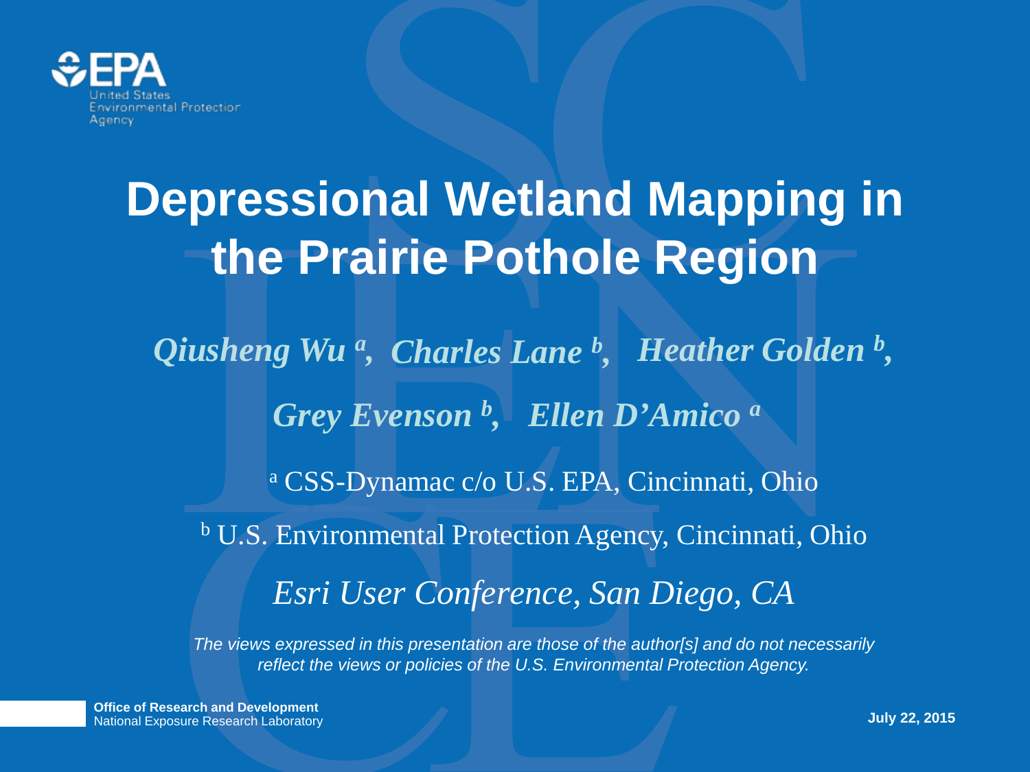United States Environmental Protection Agency

# Depressional Wetland Mapping in the Prairie Pothole Region

*Qiusheng Wu [a], Charles Lane [b], Heather Golden [b], Grey Evenson [b], Ellen D'Amico [a]*

[a] CSS-Dynamac c/o U.S. EPA, Cincinnati, Ohio

[b] U.S. Environmental Protection Agency, Cincinnati, Ohio

*Esri User Conference, San Diego, CA*

*The views expressed in this presentation are those of the author[s] and do not necessarily reflect the views or policies of the U.S. Environmental Protection Agency.*

**Office of Research and Development**
National Exposure Research Laboratory

**July 22, 2015**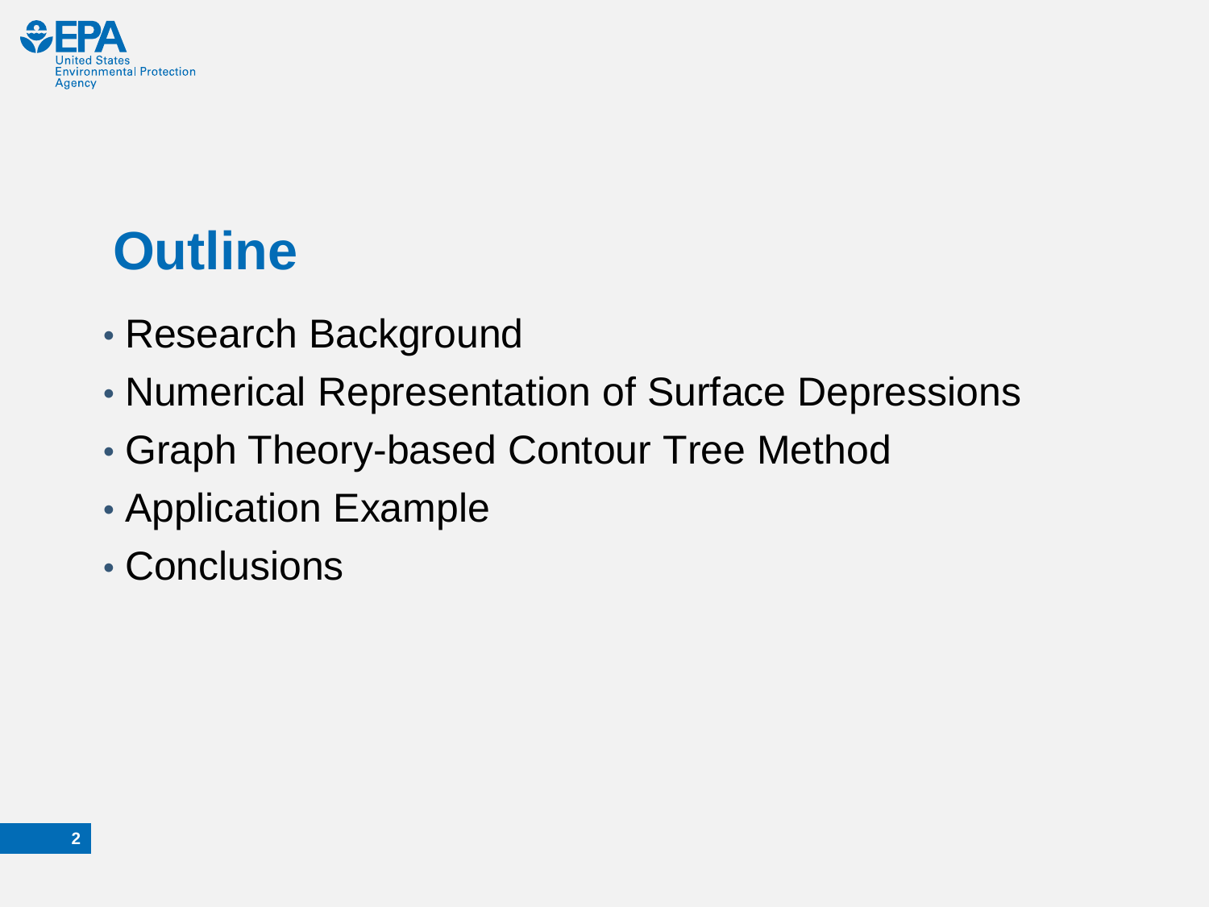# Outline

- Research Background
- Numerical Representation of Surface Depressions
- Graph Theory-based Contour Tree Method
- Application Example
- Conclusions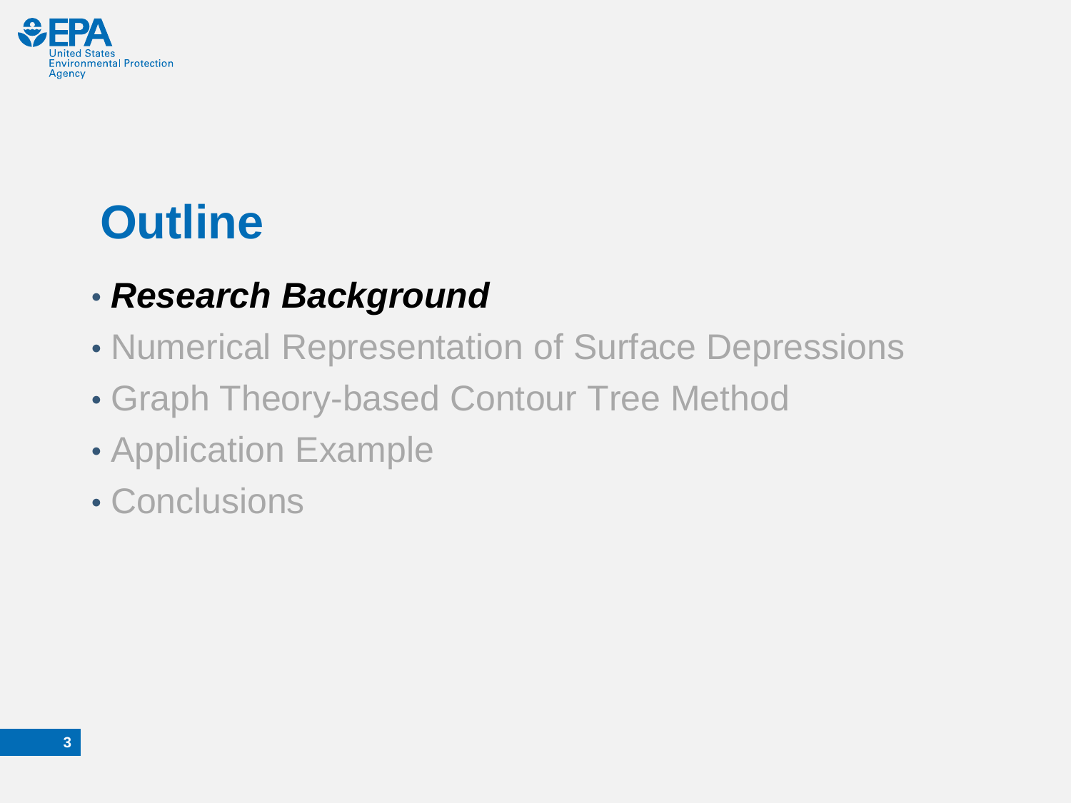# Outline

- ***Research Background***
- Numerical Representation of Surface Depressions
- Graph Theory-based Contour Tree Method
- Application Example
- Conclusions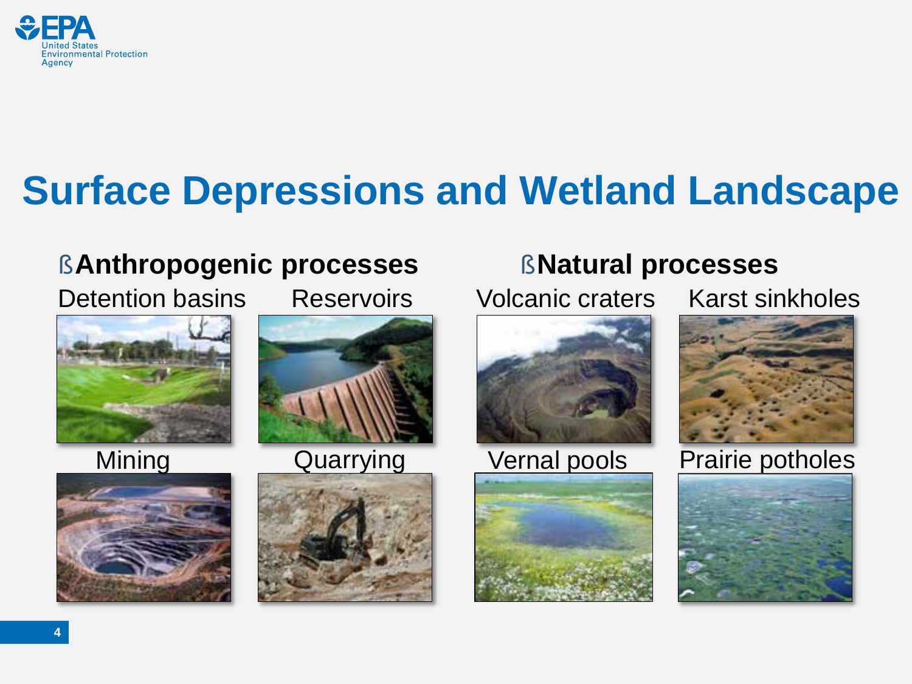# Surface Depressions and Wetland Landscape

- **Anthropogenic processes**
  - Detention basins
  - Reservoirs
  - Mining
  - Quarrying
- **Natural processes**
  - Volcanic craters
  - Karst sinkholes
  - Vernal pools
  - Prairie potholes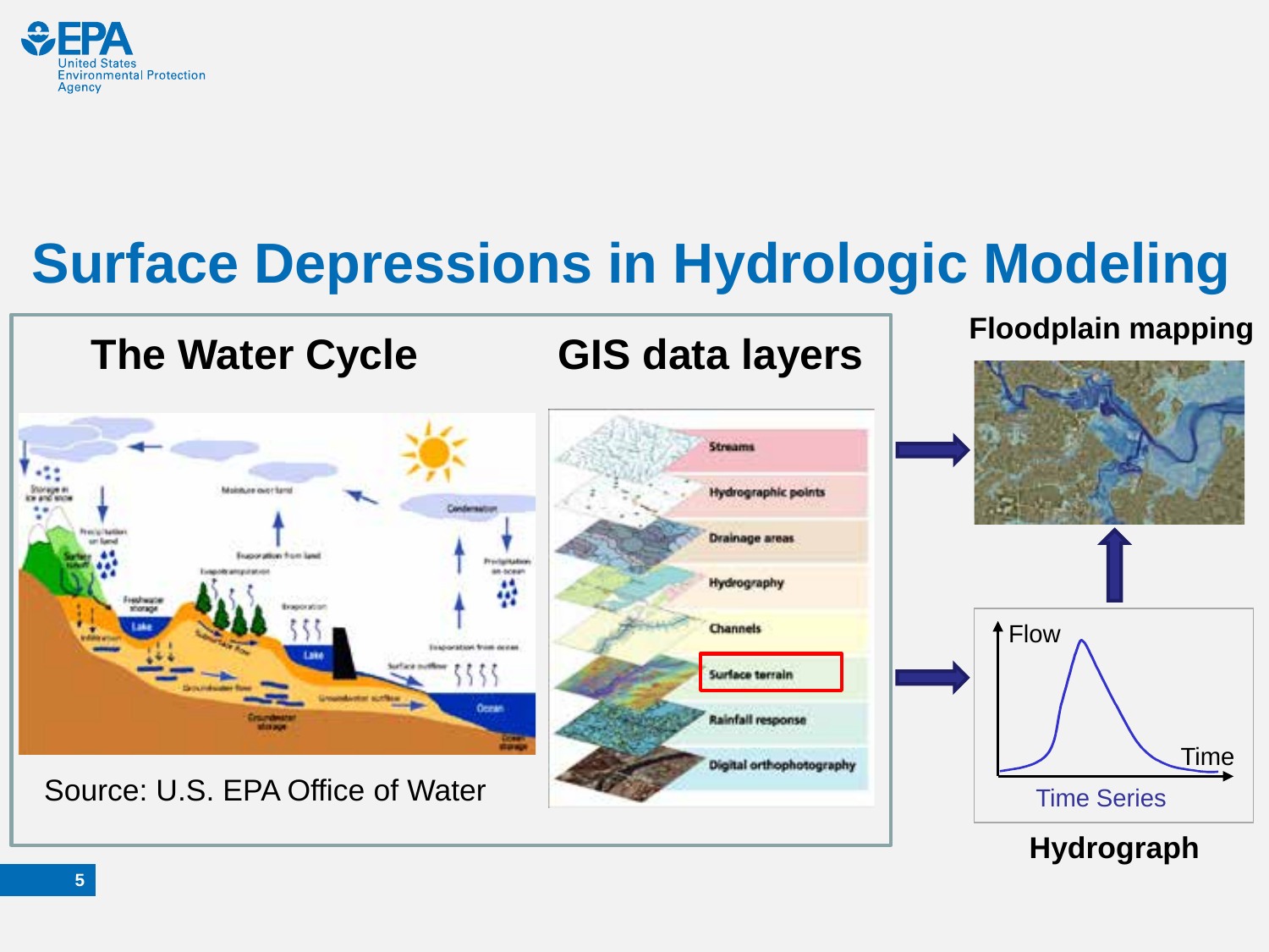# Surface Depressions in Hydrologic Modeling

**The Water Cycle**

Source: U.S. EPA Office of Water

**GIS data layers**

- Streams
- Hydrographic points
- Drainage areas
- Hydrography
- Channels
- Surface terrain
- Rainfall response
- Digital orthophotography

**Floodplain mapping**

Flow

Time

Time Series

**Hydrograph**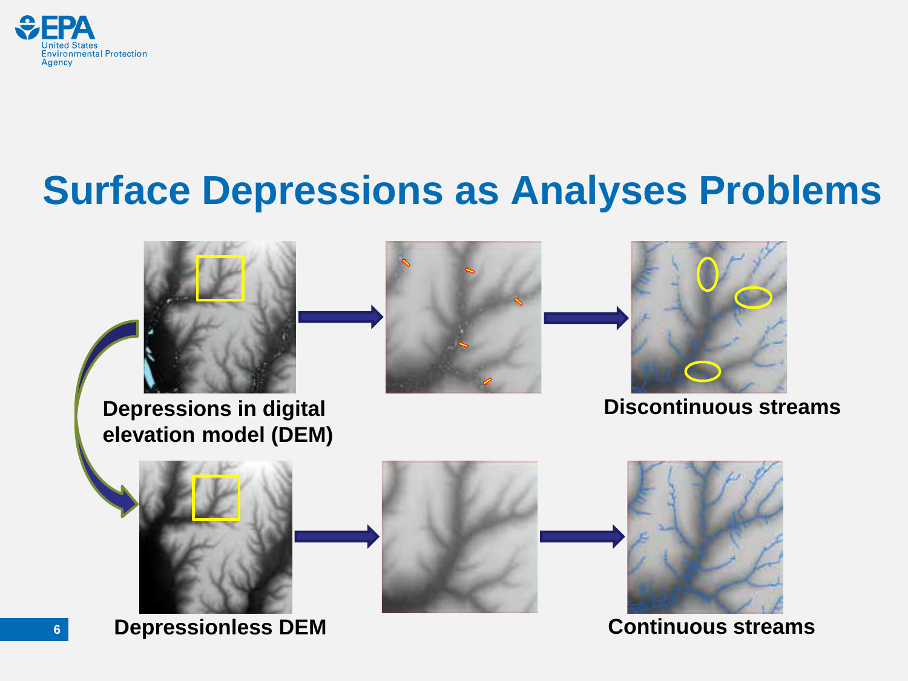# Surface Depressions as Analyses Problems

Depressions in digital elevation model (DEM)

Discontinuous streams

Depressionless DEM

Continuous streams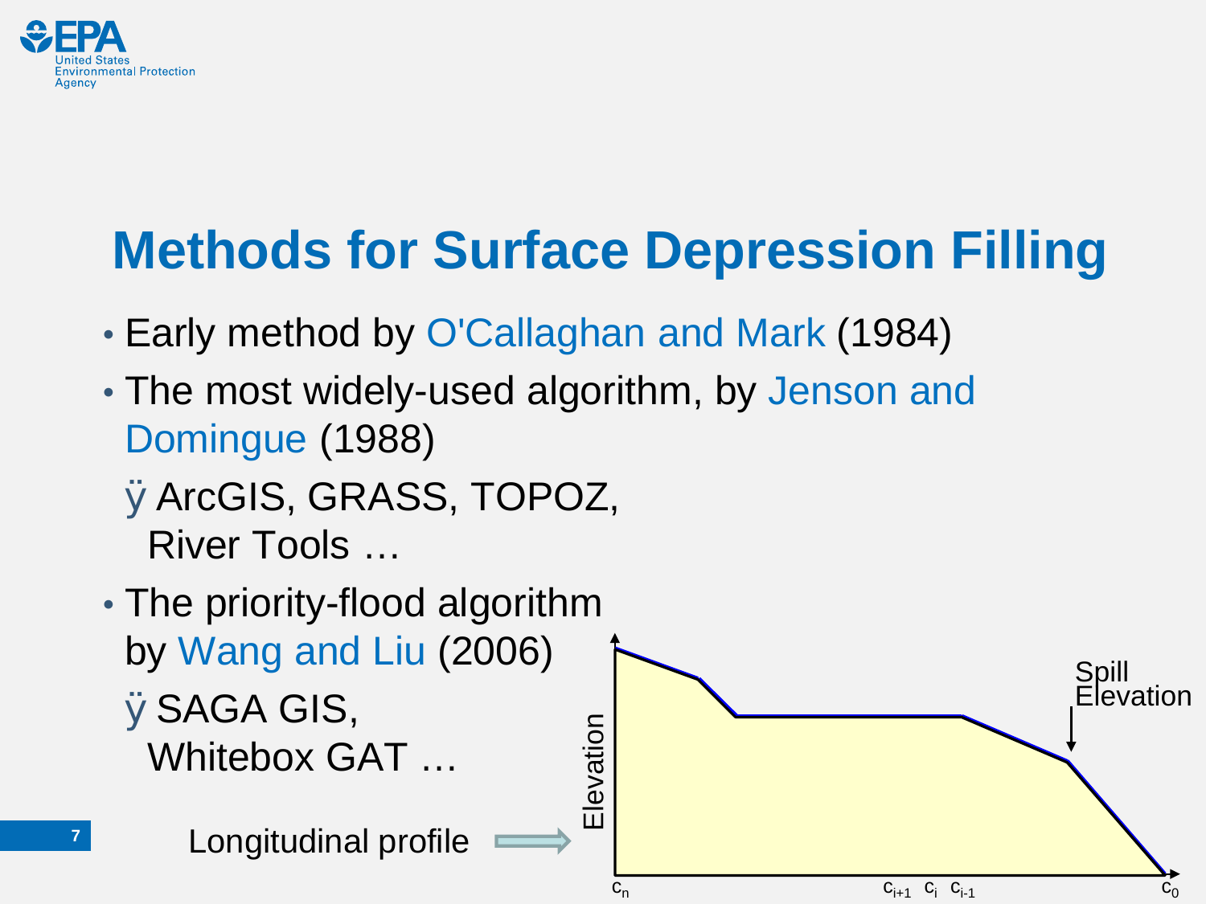# Methods for Surface Depression Filling

- Early method by O'Callaghan and Mark (1984)
- The most widely-used algorithm, by Jenson and Domingue (1988)
  - ArcGIS, GRASS, TOPOZ, River Tools …
- The priority-flood algorithm by Wang and Liu (2006)
  - SAGA GIS, Whitebox GAT …

Longitudinal profile

Elevation

Spill Elevation

$c_n$ $c_{i+1}$ $c_i$ $c_{i-1}$ $c_0$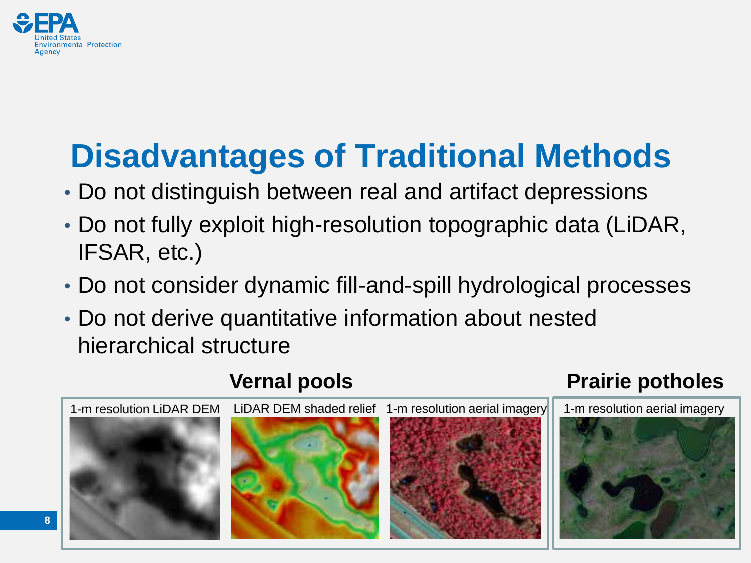# Disadvantages of Traditional Methods

- Do not distinguish between real and artifact depressions
- Do not fully exploit high-resolution topographic data (LiDAR, IFSAR, etc.)
- Do not consider dynamic fill-and-spill hydrological processes
- Do not derive quantitative information about nested hierarchical structure

**Vernal pools**

1-m resolution LiDAR DEM

LiDAR DEM shaded relief

1-m resolution aerial imagery

**Prairie potholes**

1-m resolution aerial imagery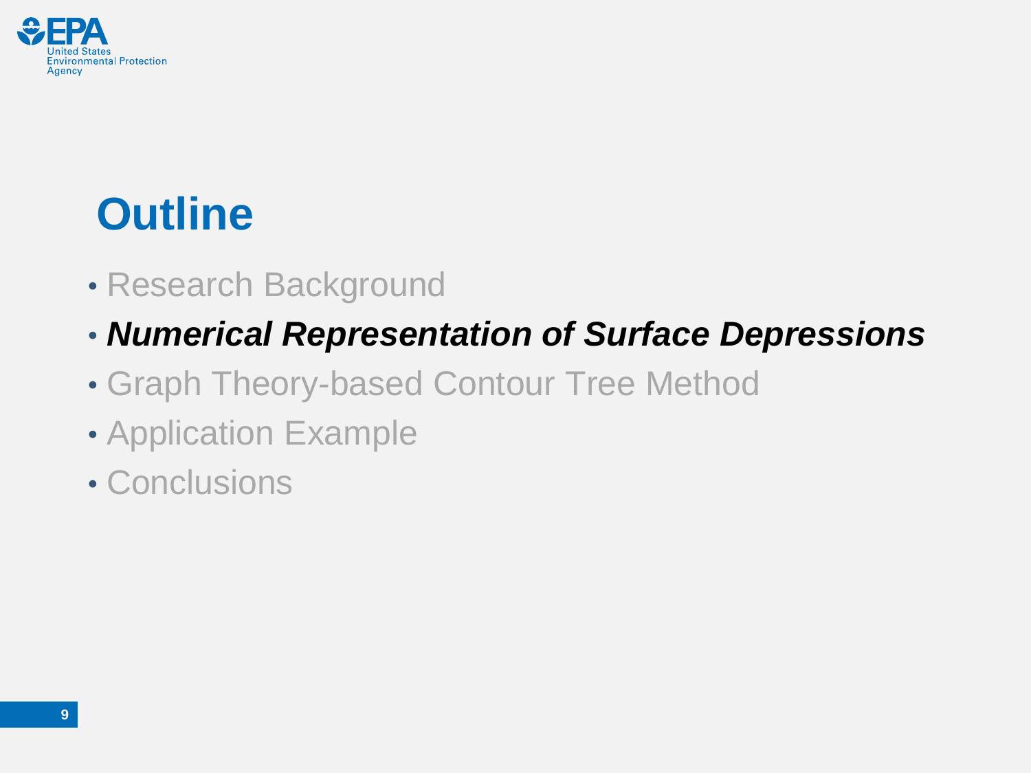# Outline

- Research Background
- ***Numerical Representation of Surface Depressions***
- Graph Theory-based Contour Tree Method
- Application Example
- Conclusions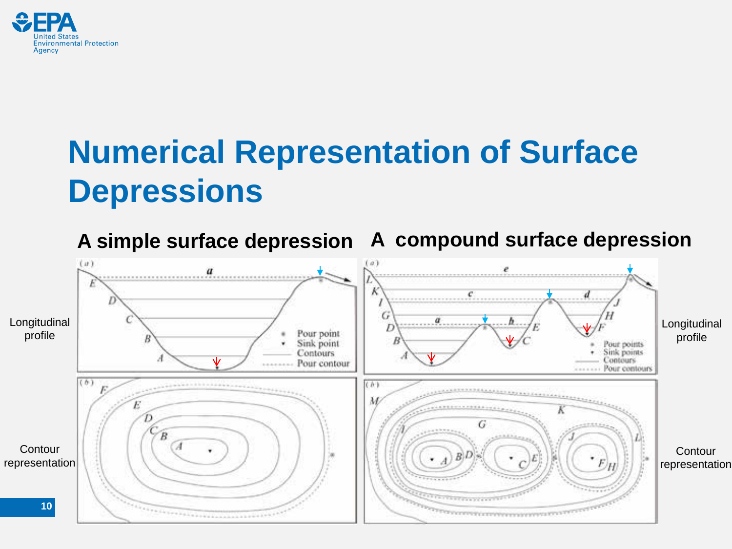# Numerical Representation of Surface Depressions

**A simple surface depression** | **A compound surface depression**

Longitudinal profile

Contour representation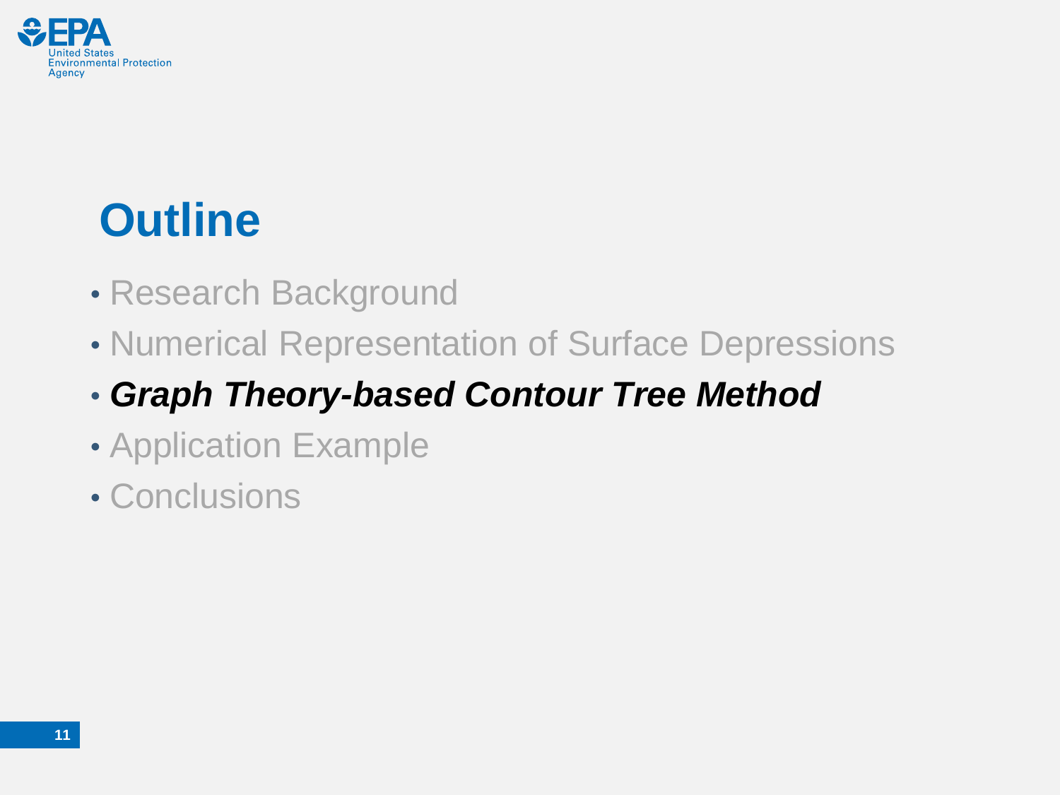# Outline

- Research Background
- Numerical Representation of Surface Depressions
- ***Graph Theory-based Contour Tree Method***
- Application Example
- Conclusions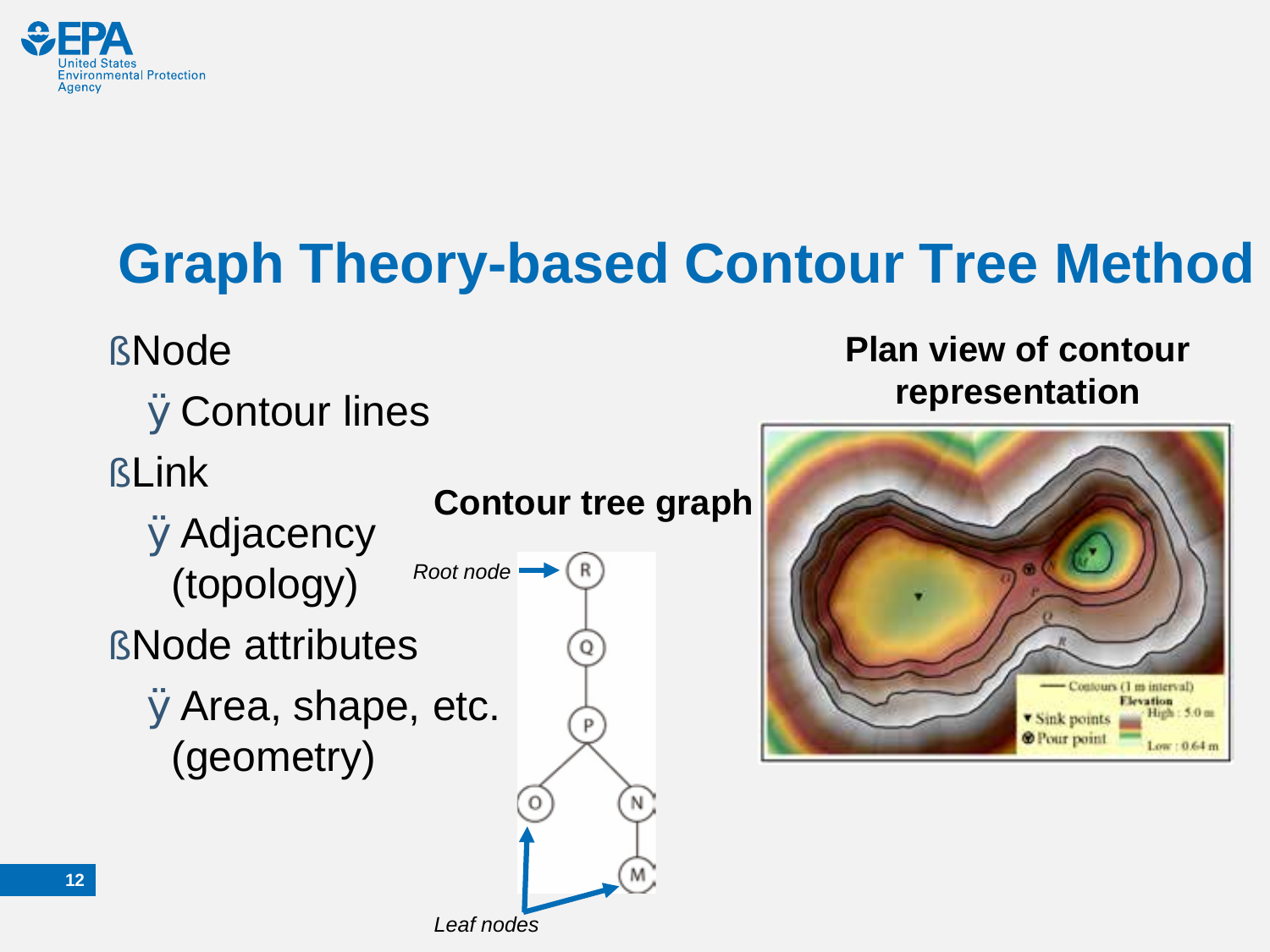# Graph Theory-based Contour Tree Method

- Node
  - Contour lines
- Link
  - Adjacency (topology)
- Node attributes
  - Area, shape, etc. (geometry)

**Contour tree graph**

*Root node*

*Leaf nodes*

**Plan view of contour representation**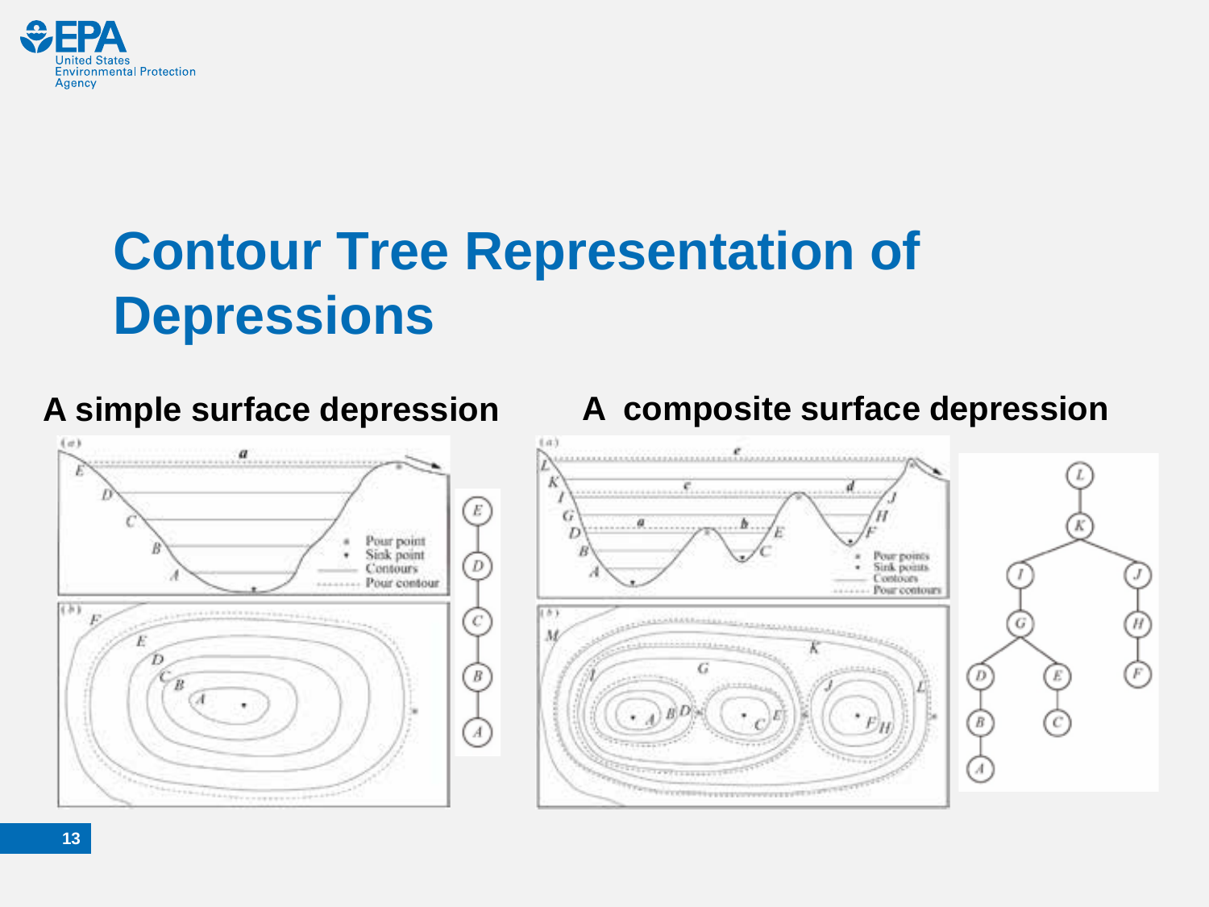# Contour Tree Representation of Depressions

**A simple surface depression**

**A composite surface depression**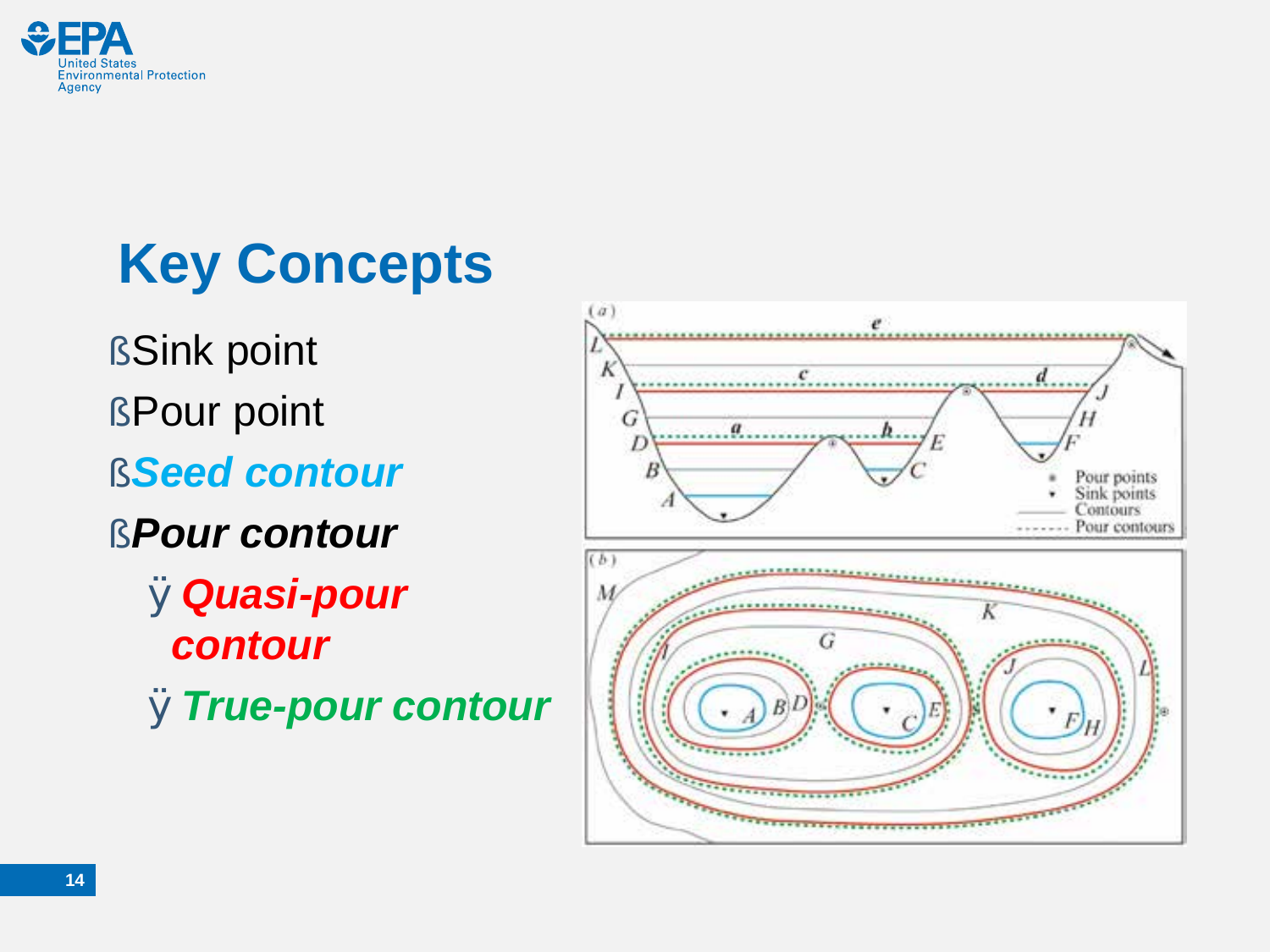# Key Concepts

- Sink point
- Pour point
- ***Seed contour***
- ***Pour contour***
  - ***Quasi-pour contour***
  - ***True-pour contour***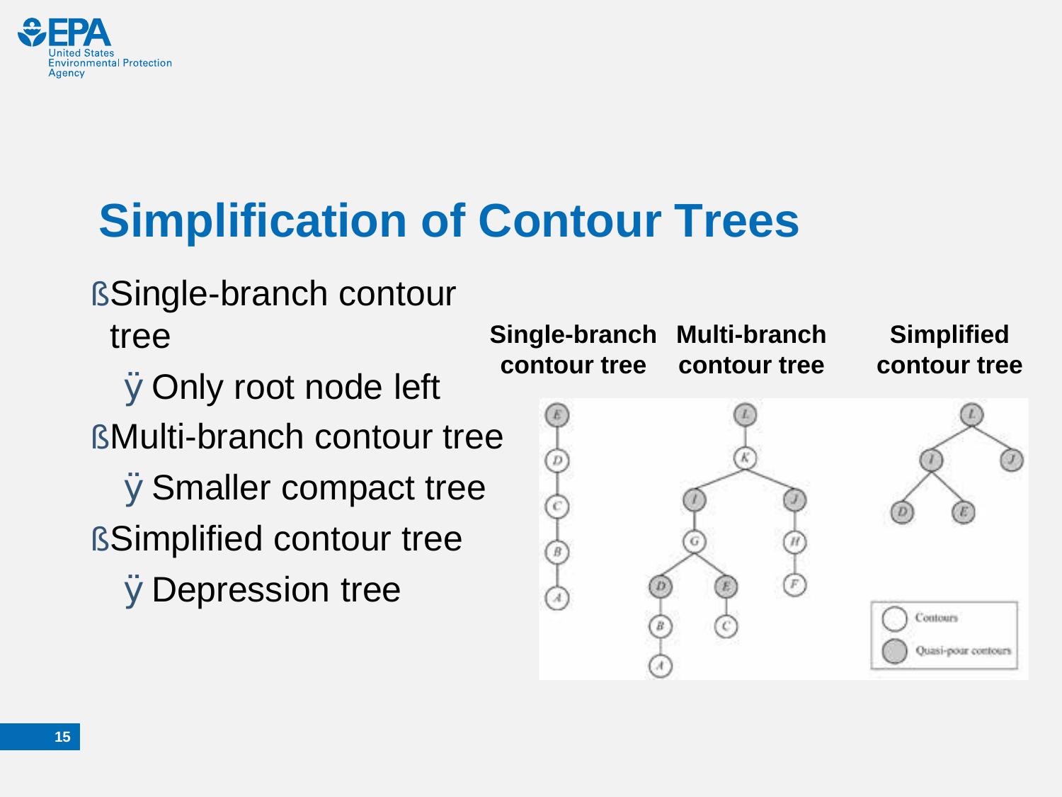# Simplification of Contour Trees

- Single-branch contour tree
  - Only root node left
- Multi-branch contour tree
  - Smaller compact tree
- Simplified contour tree
  - Depression tree

**Single-branch contour tree** **Multi-branch contour tree** **Simplified contour tree**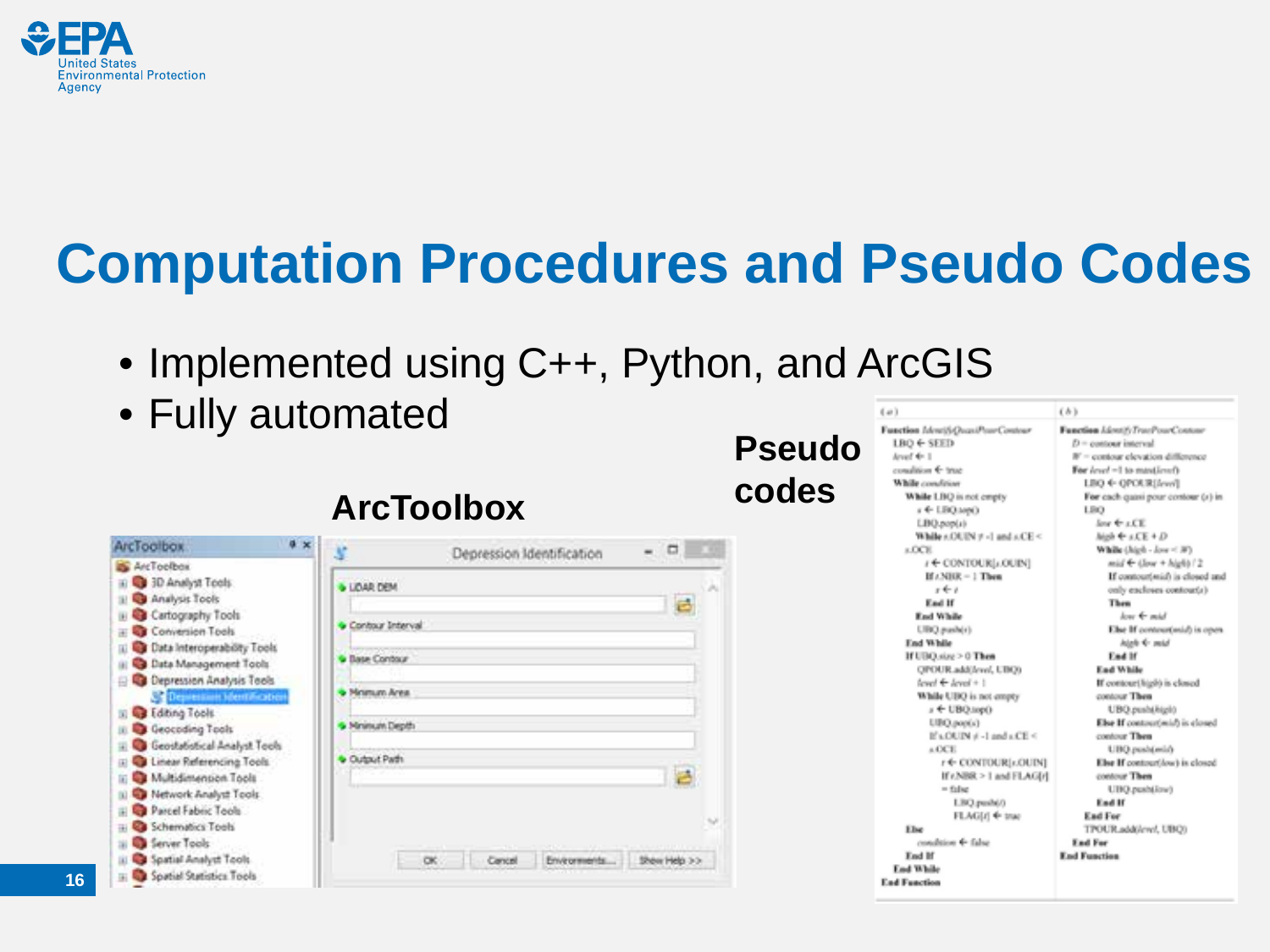# Computation Procedures and Pseudo Codes

- Implemented using C++, Python, and ArcGIS
- Fully automated

**ArcToolbox**

**Pseudo codes**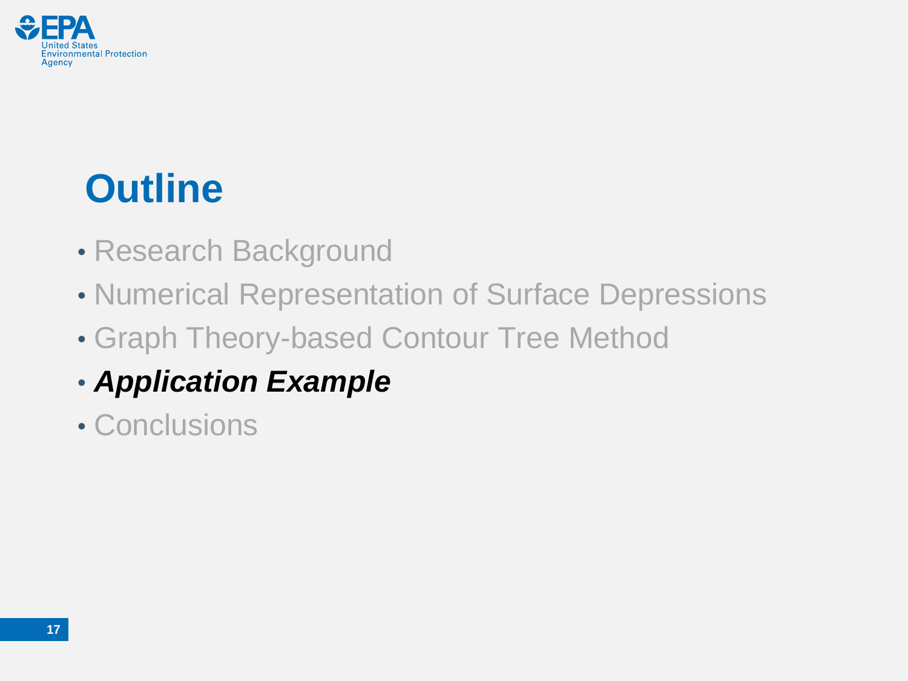# Outline

- Research Background
- Numerical Representation of Surface Depressions
- Graph Theory-based Contour Tree Method
- ***Application Example***
- Conclusions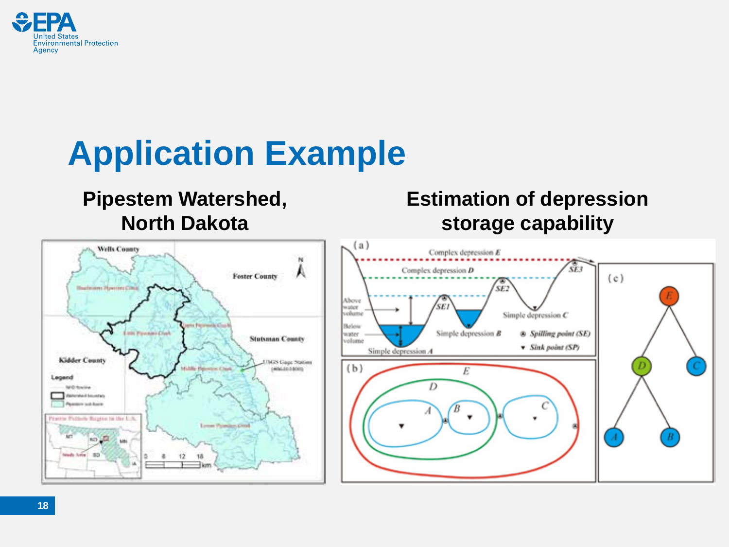# Application Example

**Pipestem Watershed, North Dakota**

**Estimation of depression storage capability**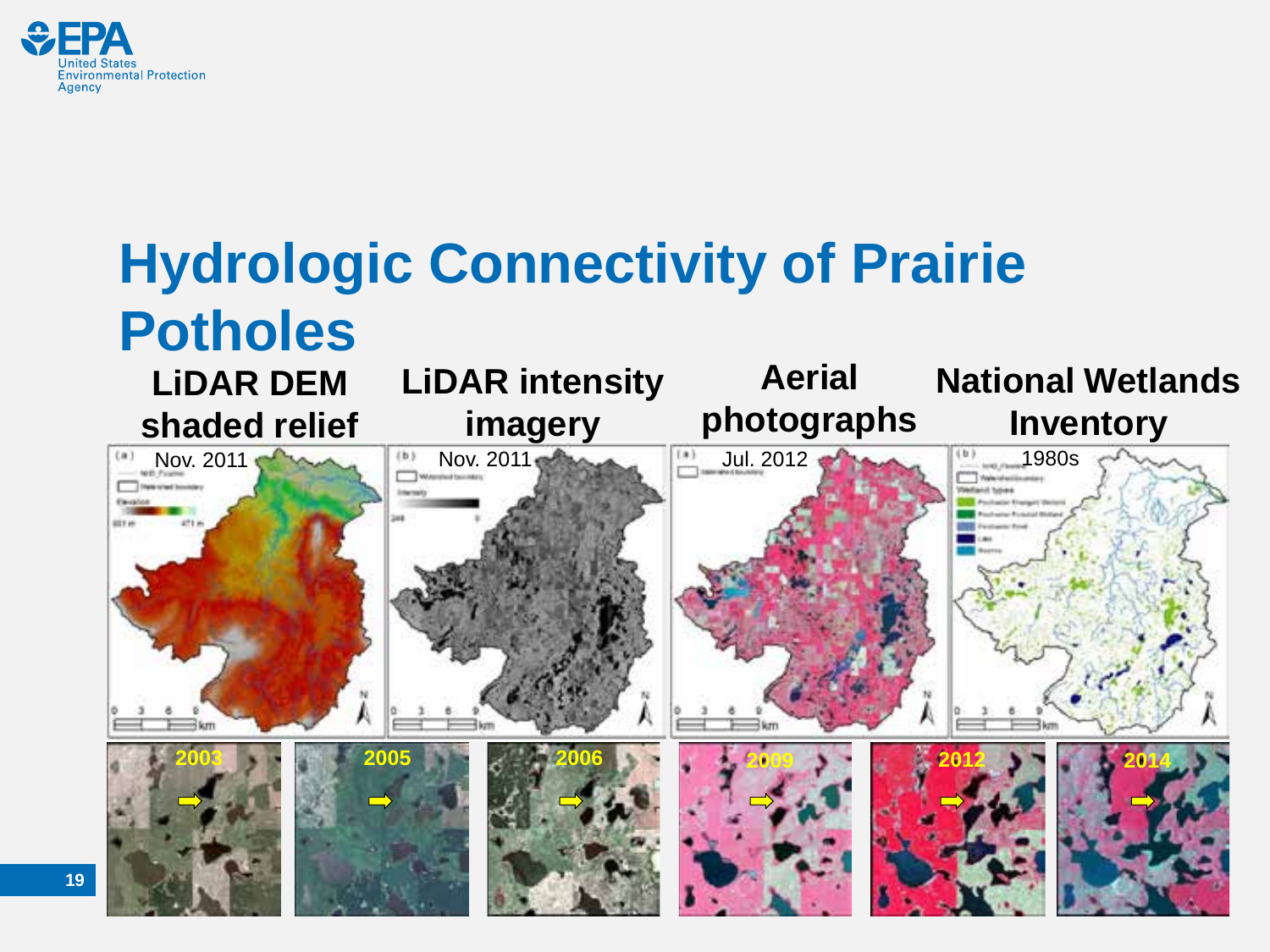# Hydrologic Connectivity of Prairie Potholes

| LiDAR DEM shaded relief | LiDAR intensity imagery | Aerial photographs | National Wetlands Inventory |
| --- | --- | --- | --- |
| Nov. 2011 | Nov. 2011 | Jul. 2012 | 1980s |

2003 2005 2006 2009 2012 2014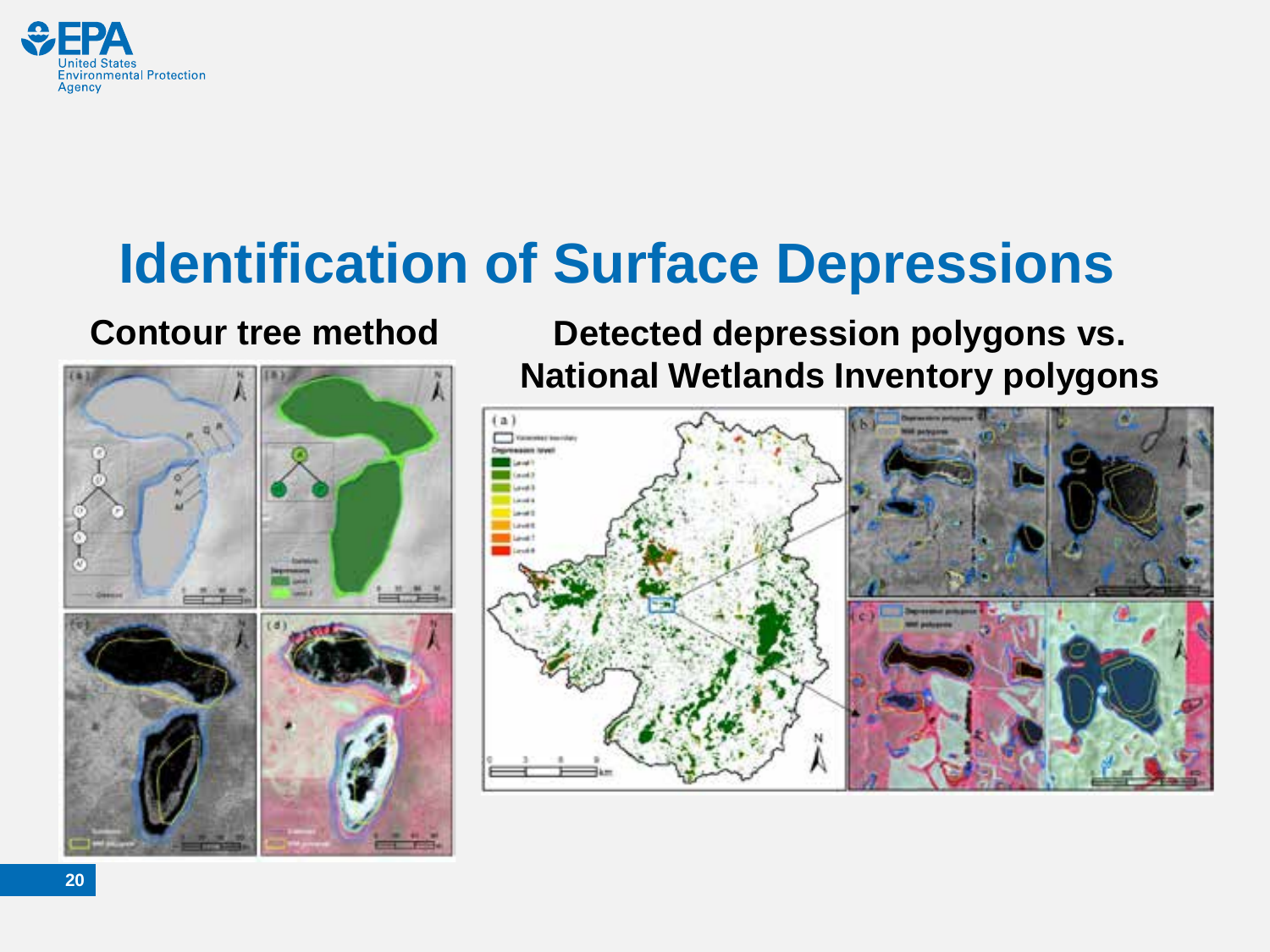# Identification of Surface Depressions

**Contour tree method**

**Detected depression polygons vs. National Wetlands Inventory polygons**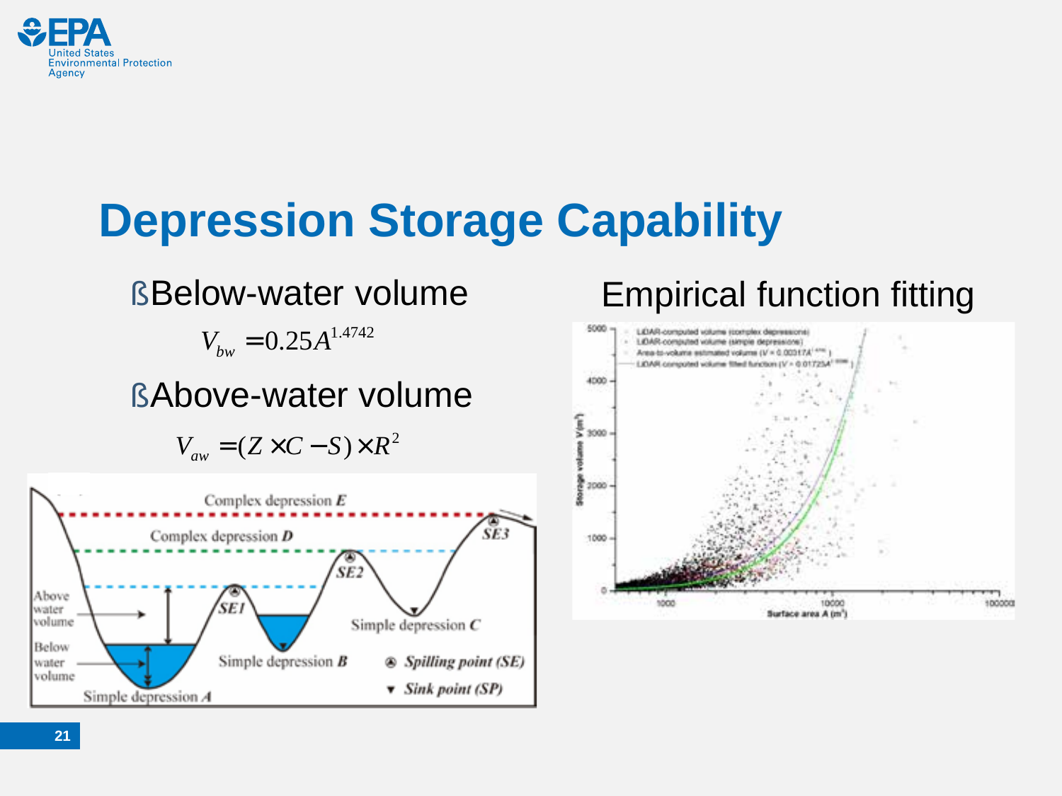# Depression Storage Capability

- Below-water volume

$$V_{bw} = 0.25A^{1.4742}$$

- Above-water volume

$$V_{aw} = (Z \times C - S) \times R^2$$

Empirical function fitting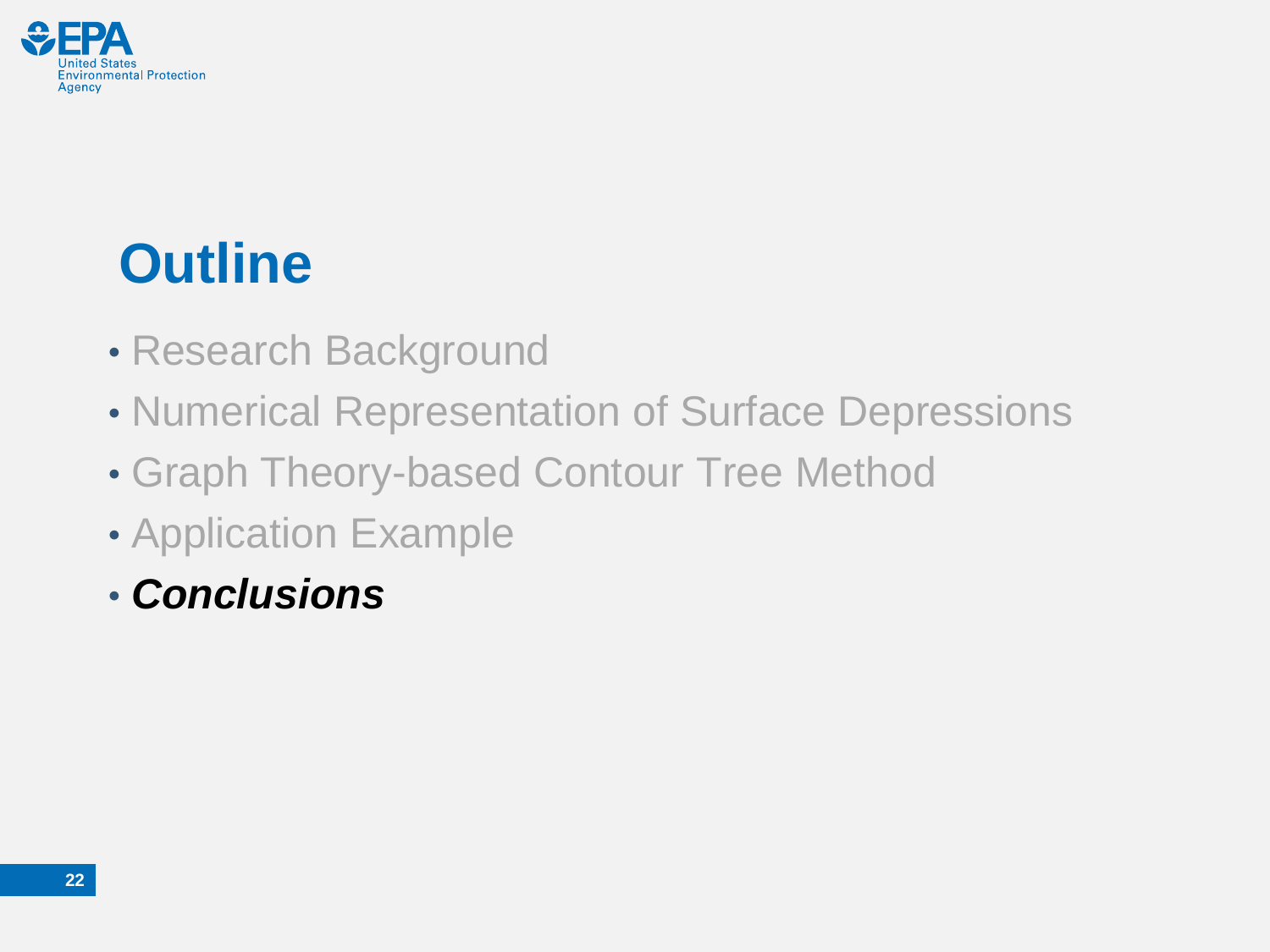# Outline

- Research Background
- Numerical Representation of Surface Depressions
- Graph Theory-based Contour Tree Method
- Application Example
- ***Conclusions***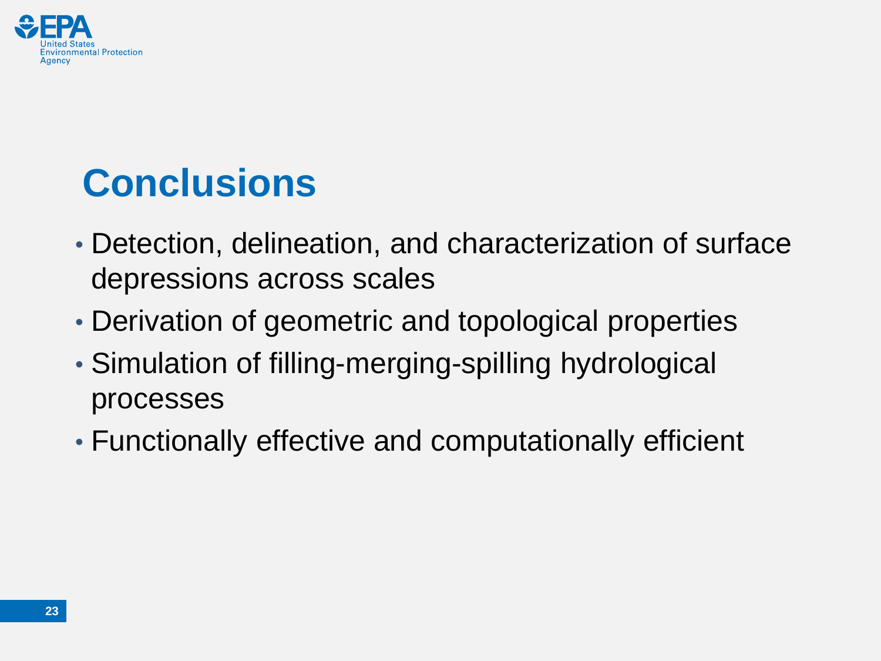# Conclusions

- Detection, delineation, and characterization of surface depressions across scales
- Derivation of geometric and topological properties
- Simulation of filling-merging-spilling hydrological processes
- Functionally effective and computationally efficient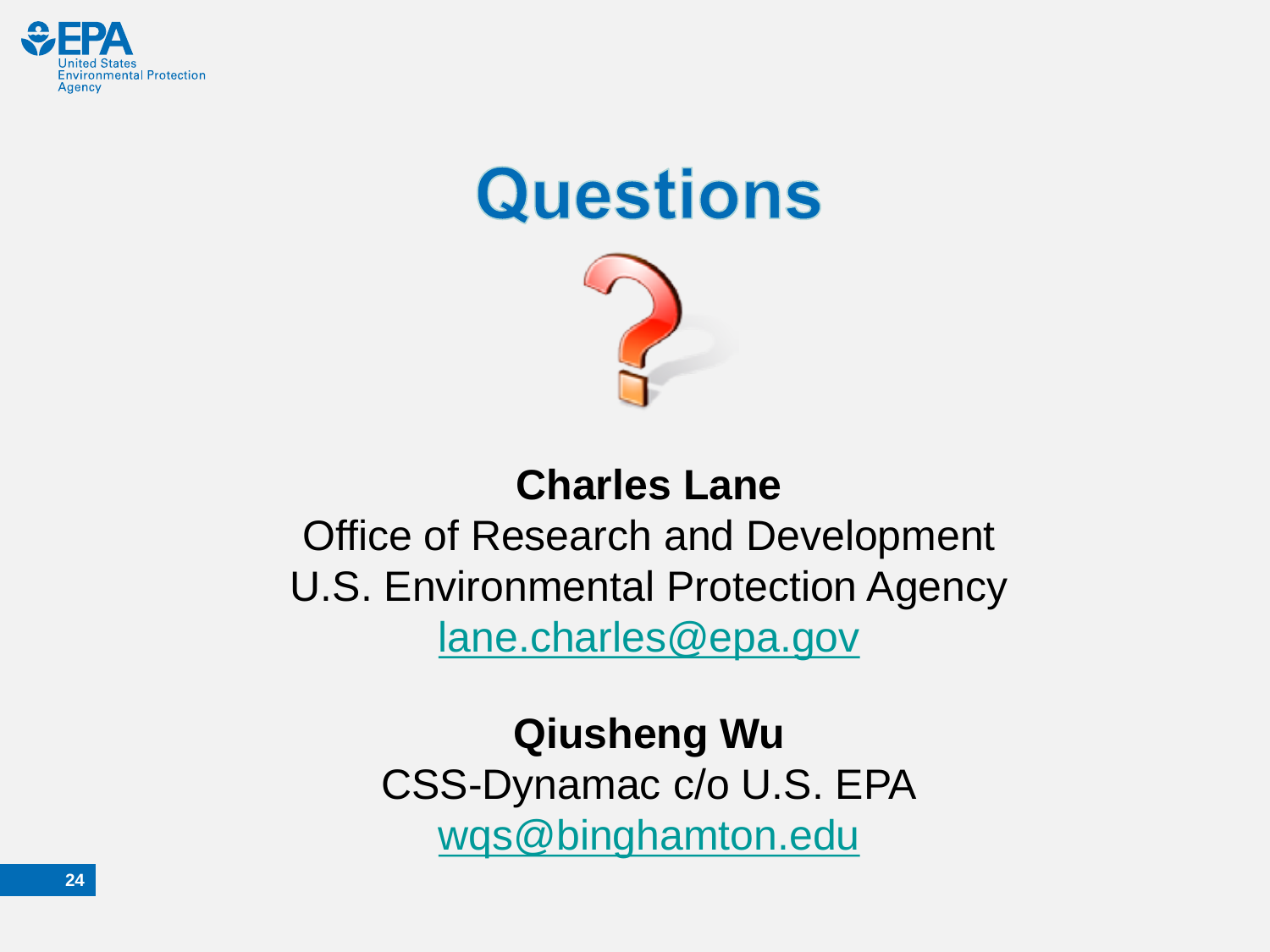# Questions

**Charles Lane**
Office of Research and Development
U.S. Environmental Protection Agency
lane.charles@epa.gov

**Qiusheng Wu**
CSS-Dynamac c/o U.S. EPA
wqs@binghamton.edu